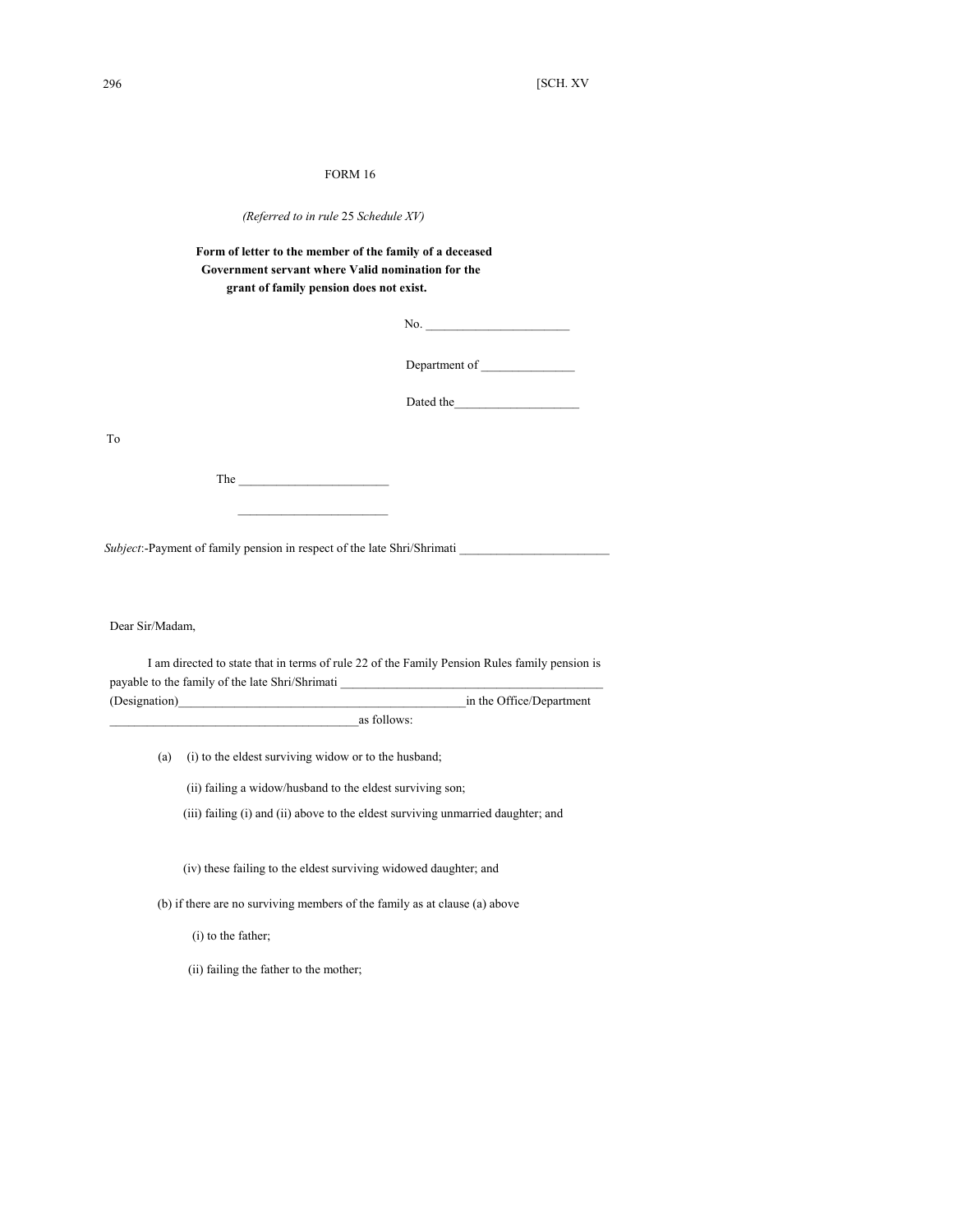## FORM 16

*(Referred to in rule* 25 *Schedule XV)*

**Form of letter to the member of the family of a deceased Government servant where Valid nomination for the grant of family pension does not exist.**

No. _______________________

Department of _______________

Dated the____________________

To

The ________________________

________________________

*Subject*:-Payment of family pension in respect of the late Shri/Shrimati ________________________

Dear Sir/Madam,

I am directed to state that in terms of rule 22 of the Family Pension Rules family pension is payable to the family of the late Shri/Shrimati __________________________________________ (Designation)______________________________________________in the Office/Department ________________________________________as follows:

(a) (i) to the eldest surviving widow or to the husband;

(ii) failing a widow/husband to the eldest surviving son;

(iii) failing (i) and (ii) above to the eldest surviving unmarried daughter; and

(iv) these failing to the eldest surviving widowed daughter; and

(b) if there are no surviving members of the family as at clause (a) above

(i) to the father;

(ii) failing the father to the mother;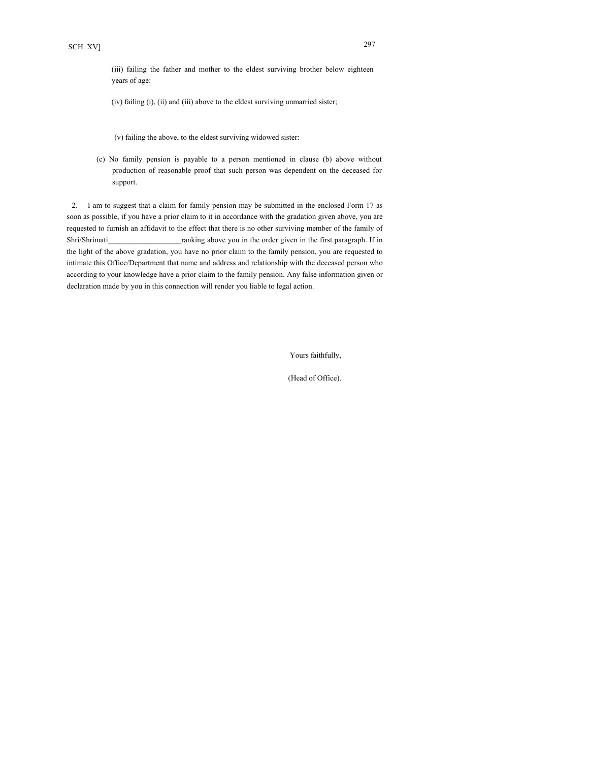(iii) failing the father and mother to the eldest surviving brother below eighteen years of age:

(iv) failing (i), (ii) and (iii) above to the eldest surviving unmarried sister;

(v) failing the above, to the eldest surviving widowed sister:

(c) No family pension is payable to a person mentioned in clause (b) above without production of reasonable proof that such person was dependent on the deceased for support.

2. I am to suggest that a claim for family pension may be submitted in the enclosed Form 17 as soon as possible, if you have a prior claim to it in accordance with the gradation given above, you are requested to furnish an affidavit to the effect that there is no other surviving member of the family of Shri/Shrimati___________________ranking above you in the order given in the first paragraph. If in the light of the above gradation, you have no prior claim to the family pension, you are requested to intimate this Office/Department that name and address and relationship with the deceased person who according to your knowledge have a prior claim to the family pension. Any false information given or declaration made by you in this connection will render you liable to legal action.

Yours faithfully,

(Head of Office).